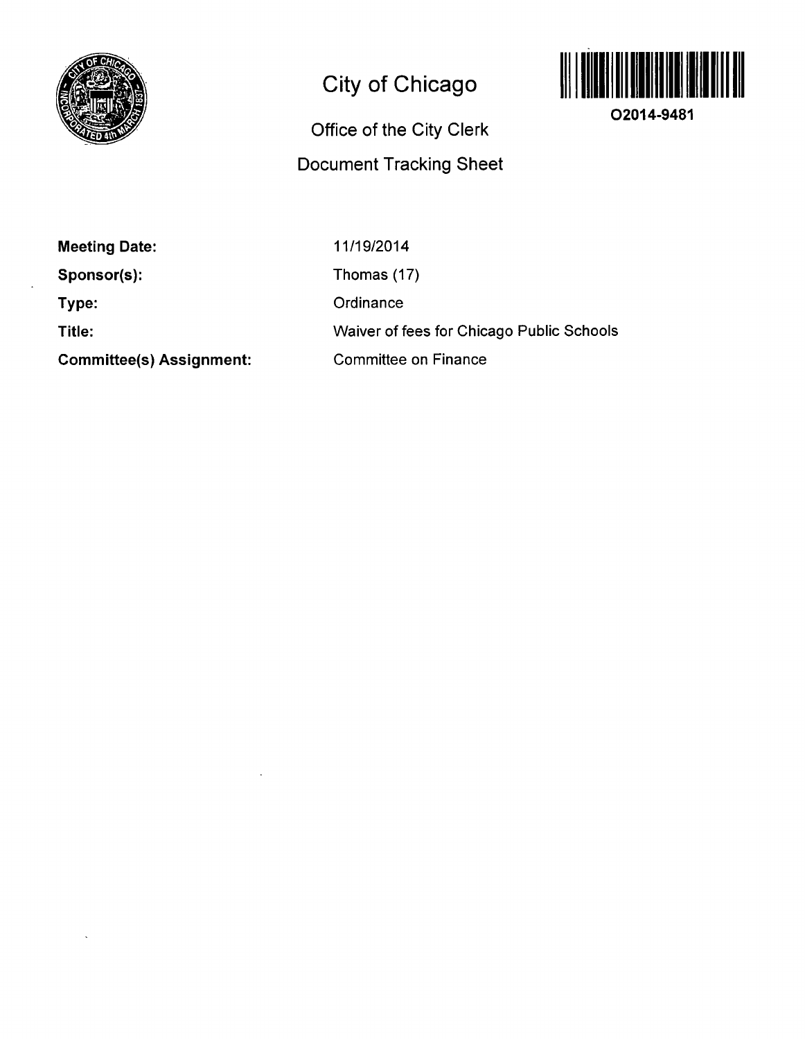# City of Chicago

## Office of the City Clerk

## Document Tracking Sheet

O2014-9481

**Meeting Date:** 11/19/2014

**Sponsor(s):** Thomas (17)

**Type:** Ordinance

**Title:** Waiver of fees for Chicago Public Schools

**Committee(s) Assignment:** Committee on Finance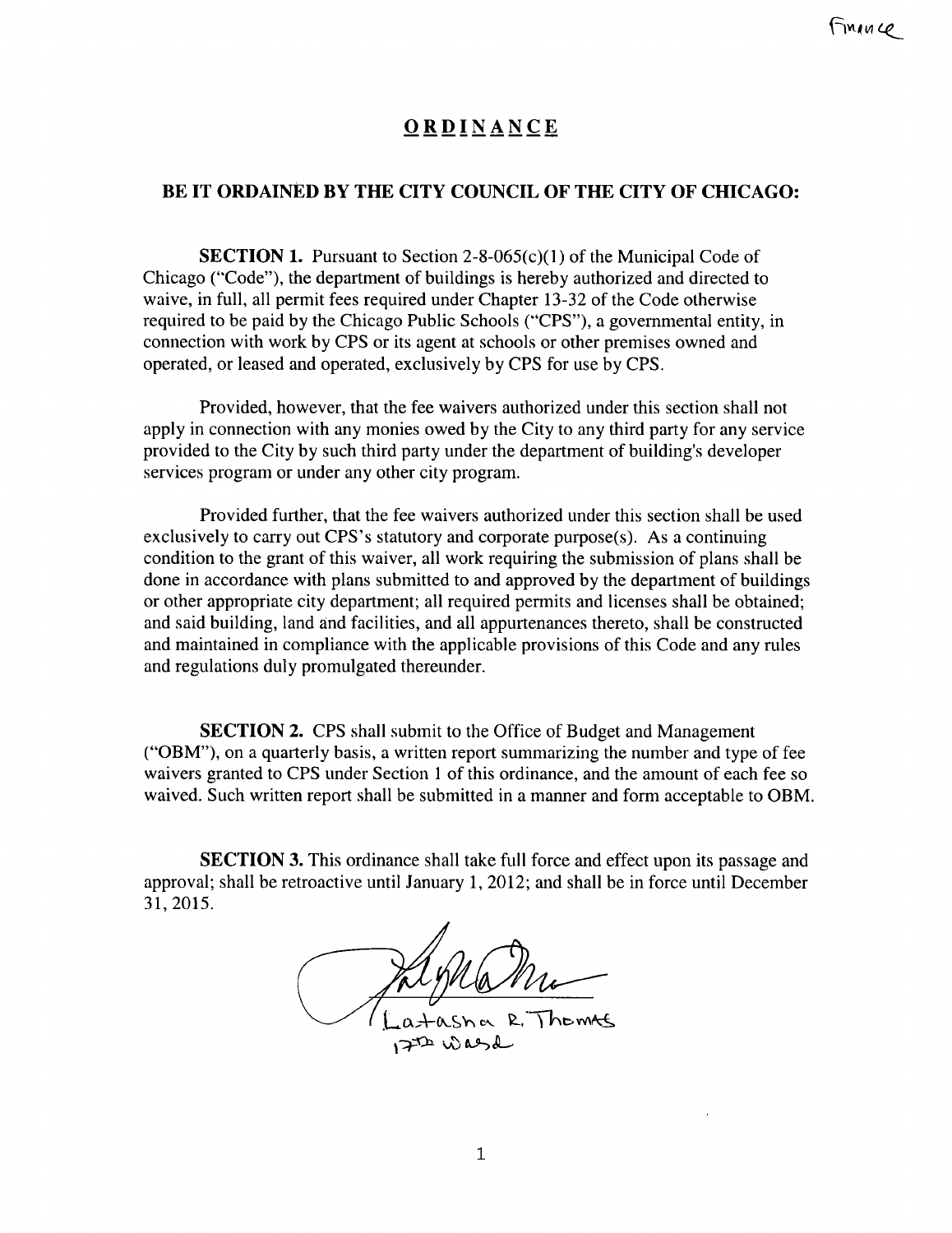Finance

# ORDINANCE

**BE IT ORDAINED BY THE CITY COUNCIL OF THE CITY OF CHICAGO:**

**SECTION 1.** Pursuant to Section 2-8-065(c)(1) of the Municipal Code of Chicago ("Code"), the department of buildings is hereby authorized and directed to waive, in full, all permit fees required under Chapter 13-32 of the Code otherwise required to be paid by the Chicago Public Schools ("CPS"), a governmental entity, in connection with work by CPS or its agent at schools or other premises owned and operated, or leased and operated, exclusively by CPS for use by CPS.

Provided, however, that the fee waivers authorized under this section shall not apply in connection with any monies owed by the City to any third party for any service provided to the City by such third party under the department of building's developer services program or under any other city program.

Provided further, that the fee waivers authorized under this section shall be used exclusively to carry out CPS's statutory and corporate purpose(s). As a continuing condition to the grant of this waiver, all work requiring the submission of plans shall be done in accordance with plans submitted to and approved by the department of buildings or other appropriate city department; all required permits and licenses shall be obtained; and said building, land and facilities, and all appurtenances thereto, shall be constructed and maintained in compliance with the applicable provisions of this Code and any rules and regulations duly promulgated thereunder.

**SECTION 2.** CPS shall submit to the Office of Budget and Management ("OBM"), on a quarterly basis, a written report summarizing the number and type of fee waivers granted to CPS under Section 1 of this ordinance, and the amount of each fee so waived. Such written report shall be submitted in a manner and form acceptable to OBM.

**SECTION 3.** This ordinance shall take full force and effect upon its passage and approval; shall be retroactive until January 1, 2012; and shall be in force until December 31, 2015.

Latasha R. Thomas
17th Ward